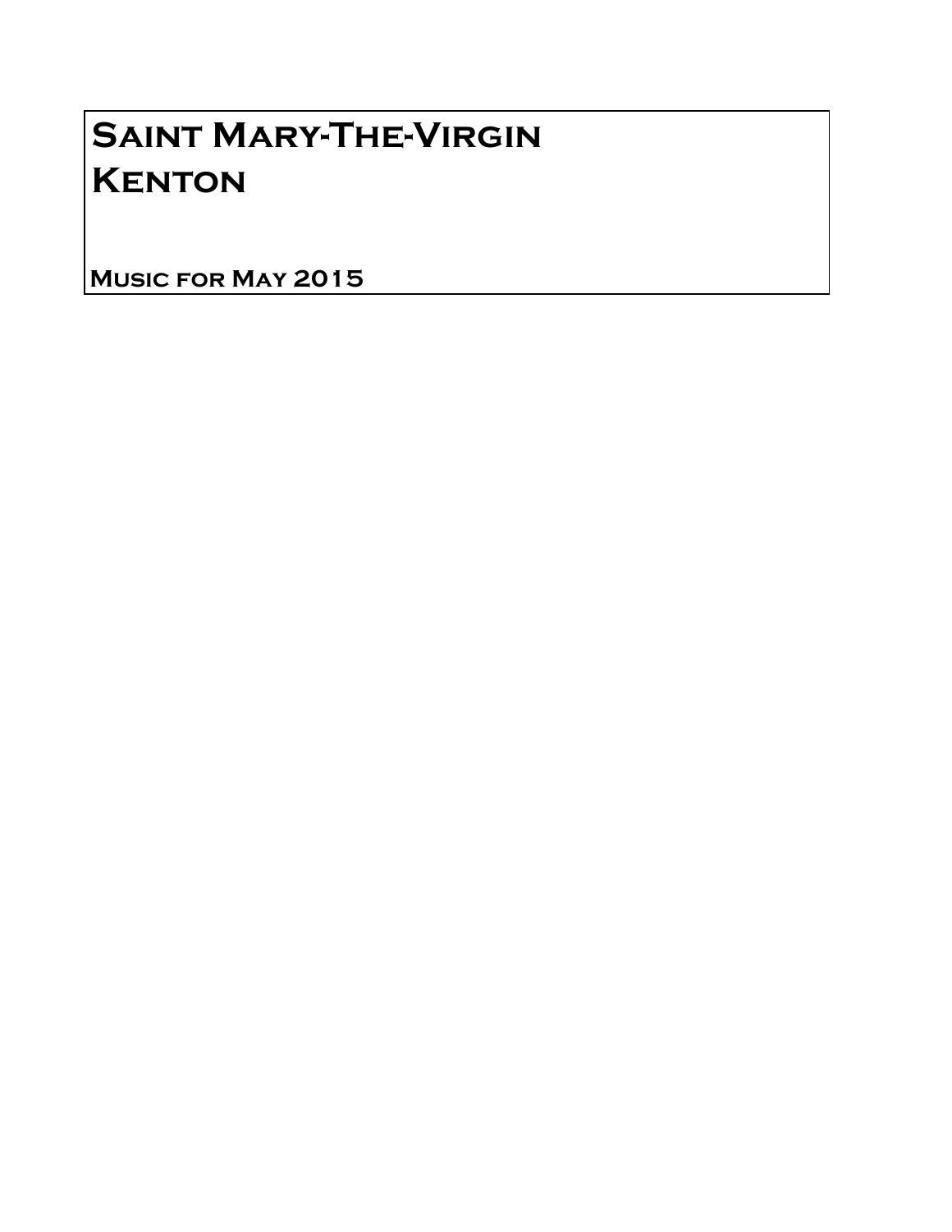# Saint Mary-The-Virgin
# Kenton

**Music for May 2015**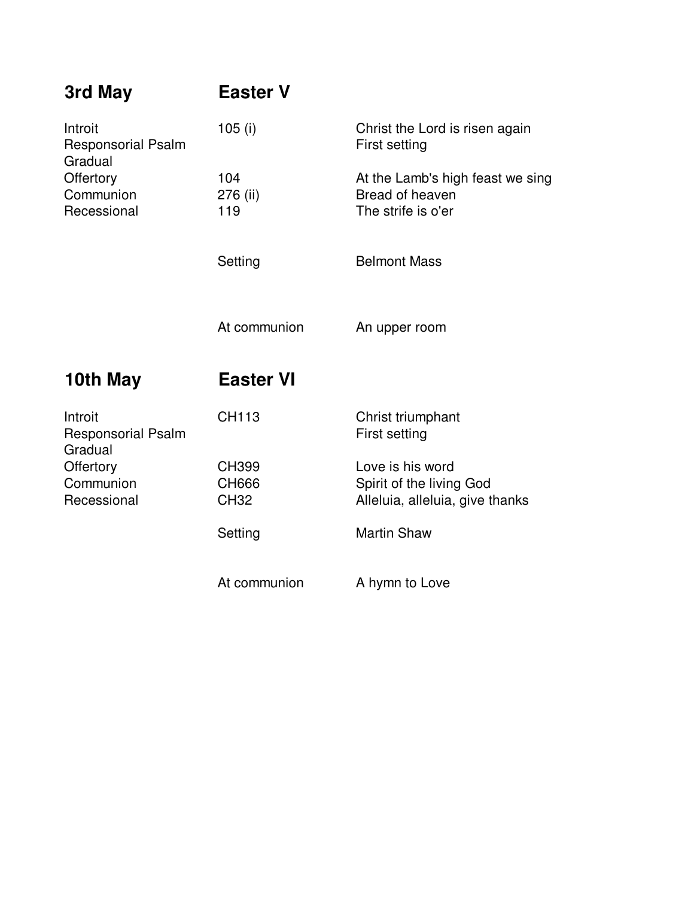## 3rd May — Easter V

| | | |
|---|---|---|
| Introit | 105 (i) | Christ the Lord is risen again |
| Responsorial Psalm | | First setting |
| Gradual | | |
| Offertory | 104 | At the Lamb's high feast we sing |
| Communion | 276 (ii) | Bread of heaven |
| Recessional | 119 | The strife is o'er |
| | Setting | Belmont Mass |
| | At communion | An upper room |

## 10th May — Easter VI

| | | |
|---|---|---|
| Introit | CH113 | Christ triumphant |
| Responsorial Psalm | | First setting |
| Gradual | | |
| Offertory | CH399 | Love is his word |
| Communion | CH666 | Spirit of the living God |
| Recessional | CH32 | Alleluia, alleluia, give thanks |
| | Setting | Martin Shaw |
| | At communion | A hymn to Love |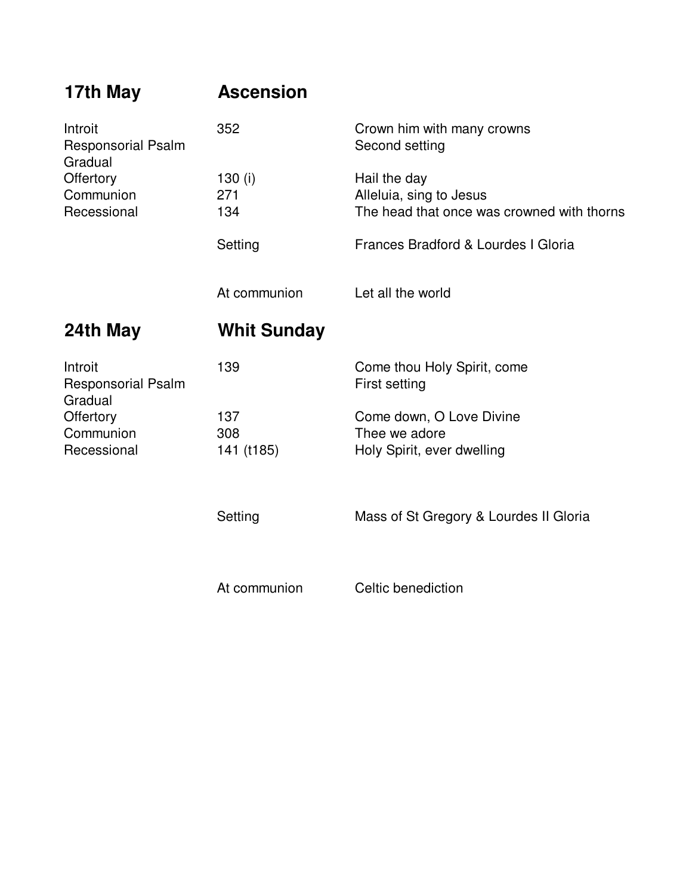## 17th May — Ascension

| | | |
|---|---|---|
| Introit | 352 | Crown him with many crowns |
| Responsorial Psalm | | Second setting |
| Gradual | | |
| Offertory | 130 (i) | Hail the day |
| Communion | 271 | Alleluia, sing to Jesus |
| Recessional | 134 | The head that once was crowned with thorns |
| | Setting | Frances Bradford & Lourdes I Gloria |
| | At communion | Let all the world |

## 24th May — Whit Sunday

| | | |
|---|---|---|
| Introit | 139 | Come thou Holy Spirit, come |
| Responsorial Psalm | | First setting |
| Gradual | | |
| Offertory | 137 | Come down, O Love Divine |
| Communion | 308 | Thee we adore |
| Recessional | 141 (t185) | Holy Spirit, ever dwelling |
| | Setting | Mass of St Gregory & Lourdes II Gloria |
| | At communion | Celtic benediction |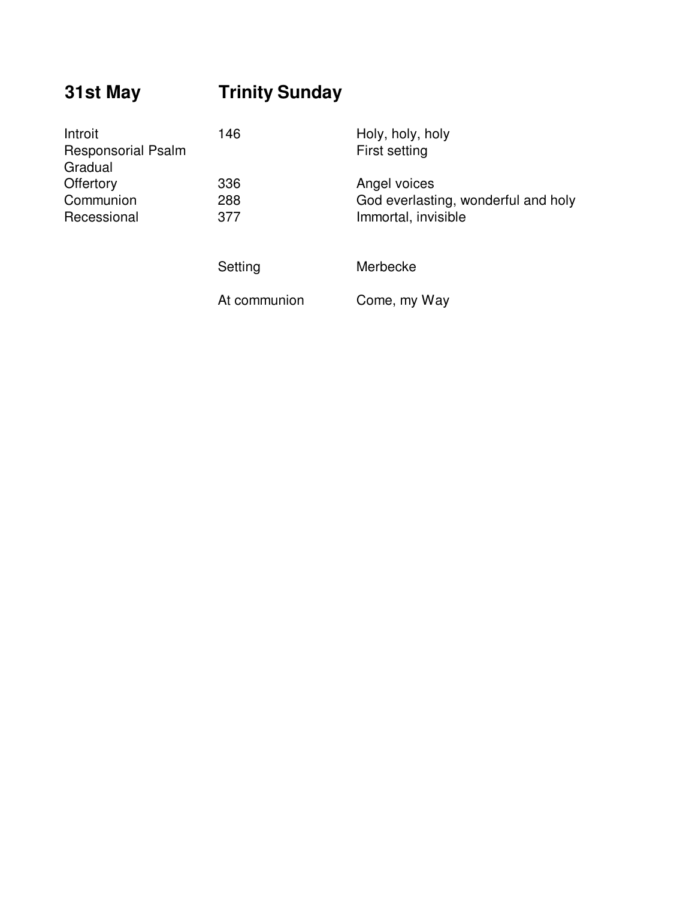## 31st May Trinity Sunday

| | | |
|---|---|---|
| Introit | 146 | Holy, holy, holy |
| Responsorial Psalm | | First setting |
| Gradual | | |
| Offertory | 336 | Angel voices |
| Communion | 288 | God everlasting, wonderful and holy |
| Recessional | 377 | Immortal, invisible |

| | | |
|---|---|---|
| | Setting | Merbecke |
| | At communion | Come, my Way |